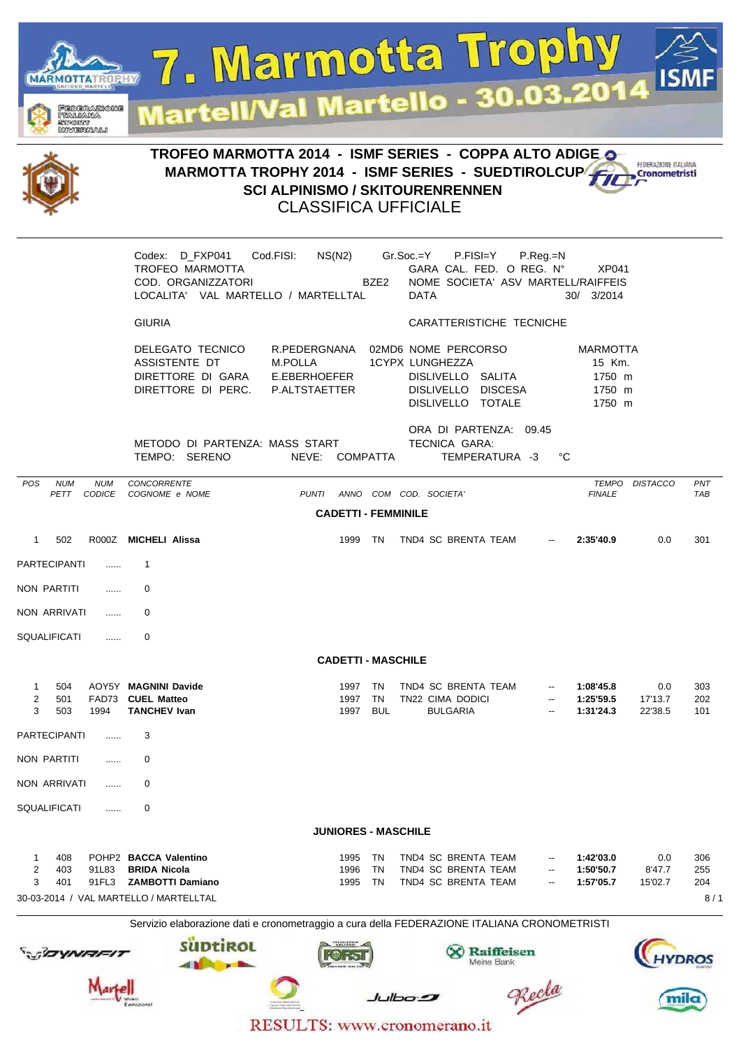# 7. Marmotta Trophy

## Martell/Val Martello - 30.03.2014

### TROFEO MARMOTTA 2014 - ISMF SERIES - COPPA ALTO ADIGE
### MARMOTTA TROPHY 2014 - ISMF SERIES - SUEDTIROLCUP
### SCI ALPINISMO / SKITOURENRENNEN
### CLASSIFICA UFFICIALE

Codex: D_FXP041 Cod.FISI: NS(N2) Gr.Soc.=Y P.FISI=Y P.Reg.=N
TROFEO MARMOTTA — GARA CAL. FED. O REG. N° XP041
COD. ORGANIZZATORI BZE2 — NOME SOCIETA' ASV MARTELL/RAIFFEIS
LOCALITA' VAL MARTELLO / MARTELLTAL — DATA 30/ 3/2014

GIURIA

| | | | | |
|---|---|---|---|---|
| DELEGATO TECNICO | R.PEDERGNANA | 02MD6 | NOME PERCORSO | MARMOTTA |
| ASSISTENTE DT | M.POLLA | 1CYPX | LUNGHEZZA | 15 Km. |
| DIRETTORE DI GARA | E.EBERHOEFER | | DISLIVELLO SALITA | 1750 m |
| DIRETTORE DI PERC. | P.ALTSTAETTER | | DISLIVELLO DISCESA | 1750 m |
| | | | DISLIVELLO TOTALE | 1750 m |

CARATTERISTICHE TECNICHE

ORA DI PARTENZA: 09.45
METODO DI PARTENZA: MASS START — TECNICA GARA:
TEMPO: SERENO — NEVE: COMPATTA — TEMPERATURA -3 °C

**CADETTI - FEMMINILE**

| POS | NUM PETT | NUM CODICE | CONCORRENTE COGNOME e NOME | PUNTI | ANNO | COM | COD. SOCIETA' | | TEMPO FINALE | DISTACCO | PNT TAB |
|---|---|---|---|---|---|---|---|---|---|---|---|
| 1 | 502 | R000Z | **MICHELI Alissa** | | 1999 | TN | TND4 SC BRENTA TEAM | -- | **2:35'40.9** | 0.0 | 301 |

PARTECIPANTI ...... 1
NON PARTITI ...... 0
NON ARRIVATI ...... 0
SQUALIFICATI ...... 0

**CADETTI - MASCHILE**

| POS | NUM PETT | NUM CODICE | CONCORRENTE COGNOME e NOME | PUNTI | ANNO | COM | COD. SOCIETA' | | TEMPO FINALE | DISTACCO | PNT TAB |
|---|---|---|---|---|---|---|---|---|---|---|---|
| 1 | 504 | AOY5Y | **MAGNINI Davide** | | 1997 | TN | TND4 SC BRENTA TEAM | -- | **1:08'45.8** | 0.0 | 303 |
| 2 | 501 | FAD73 | **CUEL Matteo** | | 1997 | TN | TN22 CIMA DODICI | -- | **1:25'59.5** | 17'13.7 | 202 |
| 3 | 503 | 1994 | **TANCHEV Ivan** | | 1997 | BUL | BULGARIA | -- | **1:31'24.3** | 22'38.5 | 101 |

PARTECIPANTI ...... 3
NON PARTITI ...... 0
NON ARRIVATI ...... 0
SQUALIFICATI ...... 0

**JUNIORES - MASCHILE**

| POS | NUM PETT | NUM CODICE | CONCORRENTE COGNOME e NOME | PUNTI | ANNO | COM | COD. SOCIETA' | | TEMPO FINALE | DISTACCO | PNT TAB |
|---|---|---|---|---|---|---|---|---|---|---|---|
| 1 | 408 | POHP2 | **BACCA Valentino** | | 1995 | TN | TND4 SC BRENTA TEAM | -- | **1:42'03.0** | 0.0 | 306 |
| 2 | 403 | 91L83 | **BRIDA Nicola** | | 1996 | TN | TND4 SC BRENTA TEAM | -- | **1:50'50.7** | 8'47.7 | 255 |
| 3 | 401 | 91FL3 | **ZAMBOTTI Damiano** | | 1995 | TN | TND4 SC BRENTA TEAM | -- | **1:57'05.7** | 15'02.7 | 204 |

30-03-2014 / VAL MARTELLO / MARTELLTAL

Servizio elaborazione dati e cronometraggio a cura della FEDERAZIONE ITALIANA CRONOMETRISTI

RESULTS: www.cronomerano.it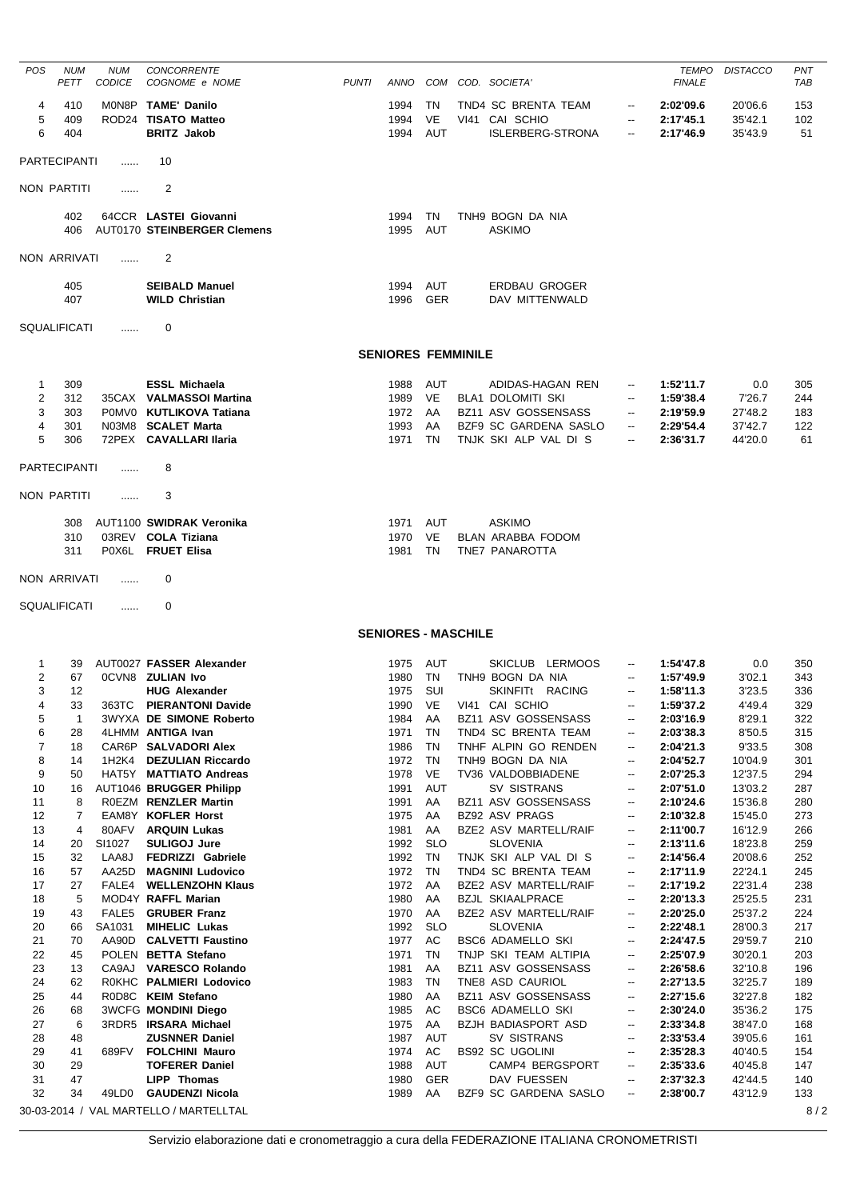| POS | NUM PETT | NUM CODICE | CONCORRENTE COGNOME e NOME | PUNTI | ANNO | COM | COD. SOCIETA' | | TEMPO FINALE | DISTACCO | PNT TAB |
|---|---|---|---|---|---|---|---|---|---|---|---|
| 4 | 410 | M0N8P | **TAME' Danilo** | | 1994 | TN | TND4 SC BRENTA TEAM | -- | **2:02'09.6** | 20'06.6 | 153 |
| 5 | 409 | ROD24 | **TISATO Matteo** | | 1994 | VE | VI41 CAI SCHIO | -- | **2:17'45.1** | 35'42.1 | 102 |
| 6 | 404 | | **BRITZ Jakob** | | 1994 | AUT | ISLERBERG-STRONA | -- | **2:17'46.9** | 35'43.9 | 51 |

PARTECIPANTI ...... 10

NON PARTITI ...... 2

| NUM PETT | NUM CODICE | COGNOME e NOME | ANNO | COM | COD. SOCIETA' |
|---|---|---|---|---|---|
| 402 | 64CCR | **LASTEI Giovanni** | 1994 | TN | TNH9 BOGN DA NIA |
| 406 | AUT0170 | **STEINBERGER Clemens** | 1995 | AUT | ASKIMO |

NON ARRIVATI ...... 2

| NUM PETT | NUM CODICE | COGNOME e NOME | ANNO | COM | COD. SOCIETA' |
|---|---|---|---|---|---|
| 405 | | **SEIBALD Manuel** | 1994 | AUT | ERDBAU GROGER |
| 407 | | **WILD Christian** | 1996 | GER | DAV MITTENWALD |

SQUALIFICATI ...... 0

## SENIORES FEMMINILE

| POS | NUM PETT | NUM CODICE | COGNOME e NOME | PUNTI | ANNO | COM | COD. SOCIETA' | | TEMPO FINALE | DISTACCO | PNT TAB |
|---|---|---|---|---|---|---|---|---|---|---|---|
| 1 | 309 | | **ESSL Michaela** | | 1988 | AUT | ADIDAS-HAGAN REN | -- | **1:52'11.7** | 0.0 | 305 |
| 2 | 312 | 35CAX | **VALMASSOI Martina** | | 1989 | VE | BLA1 DOLOMITI SKI | -- | **1:59'38.4** | 7'26.7 | 244 |
| 3 | 303 | P0MV0 | **KUTLIKOVA Tatiana** | | 1972 | AA | BZ11 ASV GOSSENSASS | -- | **2:19'59.9** | 27'48.2 | 183 |
| 4 | 301 | N03M8 | **SCALET Marta** | | 1993 | AA | BZF9 SC GARDENA SASLO | -- | **2:29'54.4** | 37'42.7 | 122 |
| 5 | 306 | 72PEX | **CAVALLARI Ilaria** | | 1971 | TN | TNJK SKI ALP VAL DI S | -- | **2:36'31.7** | 44'20.0 | 61 |

PARTECIPANTI ...... 8

NON PARTITI ...... 3

| NUM PETT | NUM CODICE | COGNOME e NOME | ANNO | COM | COD. SOCIETA' |
|---|---|---|---|---|---|
| 308 | AUT1100 | **SWIDRAK Veronika** | 1971 | AUT | ASKIMO |
| 310 | 03REV | **COLA Tiziana** | 1970 | VE | BLAN ARABBA FODOM |
| 311 | P0X6L | **FRUET Elisa** | 1981 | TN | TNE7 PANAROTTA |

NON ARRIVATI ...... 0

SQUALIFICATI ...... 0

## SENIORES - MASCHILE

| POS | NUM PETT | NUM CODICE | COGNOME e NOME | PUNTI | ANNO | COM | COD. SOCIETA' | | TEMPO FINALE | DISTACCO | PNT TAB |
|---|---|---|---|---|---|---|---|---|---|---|---|
| 1 | 39 | AUT0027 | **FASSER Alexander** | | 1975 | AUT | SKICLUB LERMOOS | -- | **1:54'47.8** | 0.0 | 350 |
| 2 | 67 | 0CVN8 | **ZULIAN Ivo** | | 1980 | TN | TNH9 BOGN DA NIA | -- | **1:57'49.9** | 3'02.1 | 343 |
| 3 | 12 | | **HUG Alexander** | | 1975 | SUI | SKINFITt RACING | -- | **1:58'11.3** | 3'23.5 | 336 |
| 4 | 33 | 363TC | **PIERANTONI Davide** | | 1990 | VE | VI41 CAI SCHIO | -- | **1:59'37.2** | 4'49.4 | 329 |
| 5 | 1 | 3WYXA | **DE SIMONE Roberto** | | 1984 | AA | BZ11 ASV GOSSENSASS | -- | **2:03'16.9** | 8'29.1 | 322 |
| 6 | 28 | 4LHMM | **ANTIGA Ivan** | | 1971 | TN | TND4 SC BRENTA TEAM | -- | **2:03'38.3** | 8'50.5 | 315 |
| 7 | 18 | CAR6P | **SALVADORI Alex** | | 1986 | TN | TNHF ALPIN GO RENDEN | -- | **2:04'21.3** | 9'33.5 | 308 |
| 8 | 14 | 1H2K4 | **DEZULIAN Riccardo** | | 1972 | TN | TNH9 BOGN DA NIA | -- | **2:04'52.7** | 10'04.9 | 301 |
| 9 | 50 | HAT5Y | **MATTIATO Andreas** | | 1978 | VE | TV36 VALDOBBIADENE | -- | **2:07'25.3** | 12'37.5 | 294 |
| 10 | 16 | AUT1046 | **BRUGGER Philipp** | | 1991 | AUT | SV SISTRANS | -- | **2:07'51.0** | 13'03.2 | 287 |
| 11 | 8 | R0EZM | **RENZLER Martin** | | 1991 | AA | BZ11 ASV GOSSENSASS | -- | **2:10'24.6** | 15'36.8 | 280 |
| 12 | 7 | EAM8Y | **KOFLER Horst** | | 1975 | AA | BZ92 ASV PRAGS | -- | **2:10'32.8** | 15'45.0 | 273 |
| 13 | 4 | 80AFV | **ARQUIN Lukas** | | 1981 | AA | BZE2 ASV MARTELL/RAIF | -- | **2:11'00.7** | 16'12.9 | 266 |
| 14 | 20 | SI1027 | **SULIGOJ Jure** | | 1992 | SLO | SLOVENIA | -- | **2:13'11.6** | 18'23.8 | 259 |
| 15 | 32 | LAA8J | **FEDRIZZI Gabriele** | | 1992 | TN | TNJK SKI ALP VAL DI S | -- | **2:14'56.4** | 20'08.6 | 252 |
| 16 | 57 | AA25D | **MAGNINI Ludovico** | | 1972 | TN | TND4 SC BRENTA TEAM | -- | **2:17'11.9** | 22'24.1 | 245 |
| 17 | 27 | FALE4 | **WELLENZOHN Klaus** | | 1972 | AA | BZE2 ASV MARTELL/RAIF | -- | **2:17'19.2** | 22'31.4 | 238 |
| 18 | 5 | MOD4Y | **RAFFL Marian** | | 1980 | AA | BZJL SKIAALPRACE | -- | **2:20'13.3** | 25'25.5 | 231 |
| 19 | 43 | FALE5 | **GRUBER Franz** | | 1970 | AA | BZE2 ASV MARTELL/RAIF | -- | **2:20'25.0** | 25'37.2 | 224 |
| 20 | 66 | SA1031 | **MIHELIC Lukas** | | 1992 | SLO | SLOVENIA | -- | **2:22'48.1** | 28'00.3 | 217 |
| 21 | 70 | AA90D | **CALVETTI Faustino** | | 1977 | AC | BSC6 ADAMELLO SKI | -- | **2:24'47.5** | 29'59.7 | 210 |
| 22 | 45 | POLEN | **BETTA Stefano** | | 1971 | TN | TNJP SKI TEAM ALTIPIA | -- | **2:25'07.9** | 30'20.1 | 203 |
| 23 | 13 | CA9AJ | **VARESCO Rolando** | | 1981 | AA | BZ11 ASV GOSSENSASS | -- | **2:26'58.6** | 32'10.8 | 196 |
| 24 | 62 | R0KHC | **PALMIERI Lodovico** | | 1983 | TN | TNE8 ASD CAURIOL | -- | **2:27'13.5** | 32'25.7 | 189 |
| 25 | 44 | R0D8C | **KEIM Stefano** | | 1980 | AA | BZ11 ASV GOSSENSASS | -- | **2:27'15.6** | 32'27.8 | 182 |
| 26 | 68 | 3WCFG | **MONDINI Diego** | | 1985 | AC | BSC6 ADAMELLO SKI | -- | **2:30'24.0** | 35'36.2 | 175 |
| 27 | 6 | 3RDR5 | **IRSARA Michael** | | 1975 | AA | BZJH BADIASPORT ASD | -- | **2:33'34.8** | 38'47.0 | 168 |
| 28 | 48 | | **ZUSNNER Daniel** | | 1987 | AUT | SV SISTRANS | -- | **2:33'53.4** | 39'05.6 | 161 |
| 29 | 41 | 689FV | **FOLCHINI Mauro** | | 1974 | AC | BS92 SC UGOLINI | -- | **2:35'28.3** | 40'40.5 | 154 |
| 30 | 29 | | **TOFERER Daniel** | | 1988 | AUT | CAMP4 BERGSPORT | -- | **2:35'33.6** | 40'45.8 | 147 |
| 31 | 47 | | **LIPP Thomas** | | 1980 | GER | DAV FUESSEN | -- | **2:37'32.3** | 42'44.5 | 140 |
| 32 | 34 | 49LD0 | **GAUDENZI Nicola** | | 1989 | AA | BZF9 SC GARDENA SASLO | -- | **2:38'00.7** | 43'12.9 | 133 |

30-03-2014 / VAL MARTELLO / MARTELLTAL

Servizio elaborazione dati e cronometraggio a cura della FEDERAZIONE ITALIANA CRONOMETRISTI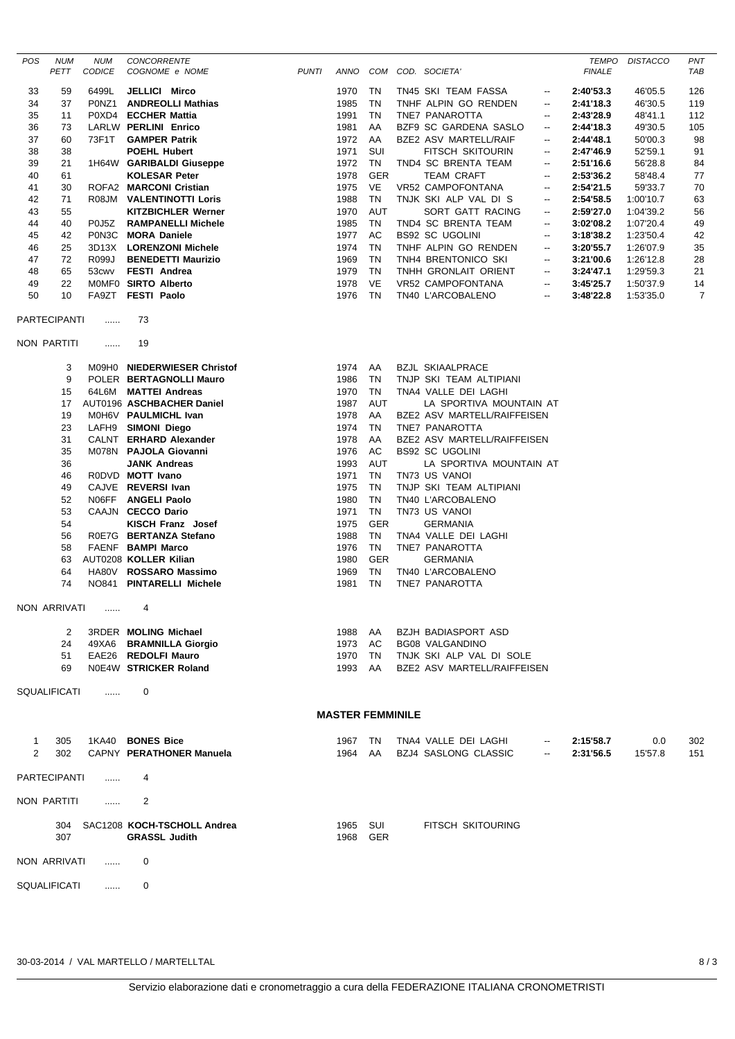| POS | NUM PETT | NUM CODICE | CONCORRENTE COGNOME e NOME | PUNTI | ANNO | COM | COD. SOCIETA' | | TEMPO FINALE | DISTACCO | PNT TAB |
|---|---|---|---|---|---|---|---|---|---|---|---|
| 33 | 59 | 6499L | **JELLICI Mirco** | | 1970 | TN | TN45 SKI TEAM FASSA | -- | **2:40'53.3** | 46'05.5 | 126 |
| 34 | 37 | P0NZ1 | **ANDREOLLI Mathias** | | 1985 | TN | TNHF ALPIN GO RENDEN | -- | **2:41'18.3** | 46'30.5 | 119 |
| 35 | 11 | P0XD4 | **ECCHER Mattia** | | 1991 | TN | TNE7 PANAROTTA | -- | **2:43'28.9** | 48'41.1 | 112 |
| 36 | 73 | LARLW | **PERLINI Enrico** | | 1981 | AA | BZF9 SC GARDENA SASLO | -- | **2:44'18.3** | 49'30.5 | 105 |
| 37 | 60 | 73F1T | **GAMPER Patrik** | | 1972 | AA | BZE2 ASV MARTELL/RAIF | -- | **2:44'48.1** | 50'00.3 | 98 |
| 38 | 38 | | **POEHL Hubert** | | 1971 | SUI | FITSCH SKITOURIN | -- | **2:47'46.9** | 52'59.1 | 91 |
| 39 | 21 | 1H64W | **GARIBALDI Giuseppe** | | 1972 | TN | TND4 SC BRENTA TEAM | -- | **2:51'16.6** | 56'28.8 | 84 |
| 40 | 61 | | **KOLESAR Peter** | | 1978 | GER | TEAM CRAFT | -- | **2:53'36.2** | 58'48.4 | 77 |
| 41 | 30 | ROFA2 | **MARCONI Cristian** | | 1975 | VE | VR52 CAMPOFONTANA | -- | **2:54'21.5** | 59'33.7 | 70 |
| 42 | 71 | R08JM | **VALENTINOTTI Loris** | | 1988 | TN | TNJK SKI ALP VAL DI S | -- | **2:54'58.5** | 1:00'10.7 | 63 |
| 43 | 55 | | **KITZBICHLER Werner** | | 1970 | AUT | SORT GATT RACING | -- | **2:59'27.0** | 1:04'39.2 | 56 |
| 44 | 40 | P0J5Z | **RAMPANELLI Michele** | | 1985 | TN | TND4 SC BRENTA TEAM | -- | **3:02'08.2** | 1:07'20.4 | 49 |
| 45 | 42 | P0N3C | **MORA Daniele** | | 1977 | AC | BS92 SC UGOLINI | -- | **3:18'38.2** | 1:23'50.4 | 42 |
| 46 | 25 | 3D13X | **LORENZONI Michele** | | 1974 | TN | TNHF ALPIN GO RENDEN | -- | **3:20'55.7** | 1:26'07.9 | 35 |
| 47 | 72 | R099J | **BENEDETTI Maurizio** | | 1969 | TN | TNH4 BRENTONICO SKI | -- | **3:21'00.6** | 1:26'12.8 | 28 |
| 48 | 65 | 53cwv | **FESTI Andrea** | | 1979 | TN | TNHH GRONLAIT ORIENT | -- | **3:24'47.1** | 1:29'59.3 | 21 |
| 49 | 22 | M0MF0 | **SIRTO Alberto** | | 1978 | VE | VR52 CAMPOFONTANA | -- | **3:45'25.7** | 1:50'37.9 | 14 |
| 50 | 10 | FA9ZT | **FESTI Paolo** | | 1976 | TN | TN40 L'ARCOBALENO | -- | **3:48'22.8** | 1:53'35.0 | 7 |

PARTECIPANTI ...... 73

NON PARTITI ...... 19

| NUM PETT | NUM CODICE | COGNOME e NOME | ANNO | COM | COD. SOCIETA' |
|---|---|---|---|---|---|
| 3 | M09H0 | **NIEDERWIESER Christof** | 1974 | AA | BZJL SKIAALPRACE |
| 9 | POLER | **BERTAGNOLLI Mauro** | 1986 | TN | TNJP SKI TEAM ALTIPIANI |
| 15 | 64L6M | **MATTEI Andreas** | 1970 | TN | TNA4 VALLE DEI LAGHI |
| 17 | AUT0196 | **ASCHBACHER Daniel** | 1987 | AUT | LA SPORTIVA MOUNTAIN AT |
| 19 | M0H6V | **PAULMICHL Ivan** | 1978 | AA | BZE2 ASV MARTELL/RAIFFEISEN |
| 23 | LAFH9 | **SIMONI Diego** | 1974 | TN | TNE7 PANAROTTA |
| 31 | CALNT | **ERHARD Alexander** | 1978 | AA | BZE2 ASV MARTELL/RAIFFEISEN |
| 35 | M078N | **PAJOLA Giovanni** | 1976 | AC | BS92 SC UGOLINI |
| 36 | | **JANK Andreas** | 1993 | AUT | LA SPORTIVA MOUNTAIN AT |
| 46 | R0DVD | **MOTT Ivano** | 1971 | TN | TN73 US VANOI |
| 49 | CAJVE | **REVERSI Ivan** | 1975 | TN | TNJP SKI TEAM ALTIPIANI |
| 52 | N06FF | **ANGELI Paolo** | 1980 | TN | TN40 L'ARCOBALENO |
| 53 | CAAJN | **CECCO Dario** | 1971 | TN | TN73 US VANOI |
| 54 | | **KISCH Franz Josef** | 1975 | GER | GERMANIA |
| 56 | R0E7G | **BERTANZA Stefano** | 1988 | TN | TNA4 VALLE DEI LAGHI |
| 58 | FAENF | **BAMPI Marco** | 1976 | TN | TNE7 PANAROTTA |
| 63 | AUT0208 | **KOLLER Kilian** | 1980 | GER | GERMANIA |
| 64 | HA80V | **ROSSARO Massimo** | 1969 | TN | TN40 L'ARCOBALENO |
| 74 | NO841 | **PINTARELLI Michele** | 1981 | TN | TNE7 PANAROTTA |

NON ARRIVATI ...... 4

| NUM PETT | NUM CODICE | COGNOME e NOME | ANNO | COM | COD. SOCIETA' |
|---|---|---|---|---|---|
| 2 | 3RDER | **MOLING Michael** | 1988 | AA | BZJH BADIASPORT ASD |
| 24 | 49XA6 | **BRAMNILLA Giorgio** | 1973 | AC | BG08 VALGANDINO |
| 51 | EAE26 | **REDOLFI Mauro** | 1970 | TN | TNJK SKI ALP VAL DI SOLE |
| 69 | N0E4W | **STRICKER Roland** | 1993 | AA | BZE2 ASV MARTELL/RAIFFEISEN |

SQUALIFICATI ...... 0

## MASTER FEMMINILE

| POS | NUM PETT | NUM CODICE | COGNOME e NOME | ANNO | COM | COD. SOCIETA' | | TEMPO FINALE | DISTACCO | PNT TAB |
|---|---|---|---|---|---|---|---|---|---|---|
| 1 | 305 | 1KA40 | **BONES Bice** | 1967 | TN | TNA4 VALLE DEI LAGHI | -- | **2:15'58.7** | 0.0 | 302 |
| 2 | 302 | CAPNY | **PERATHONER Manuela** | 1964 | AA | BZJ4 SASLONG CLASSIC | -- | **2:31'56.5** | 15'57.8 | 151 |

PARTECIPANTI ...... 4

NON PARTITI ...... 2

| NUM PETT | NUM CODICE | COGNOME e NOME | ANNO | COM | COD. SOCIETA' |
|---|---|---|---|---|---|
| 304 | SAC1208 | **KOCH-TSCHOLL Andrea** | 1965 | SUI | FITSCH SKITOURING |
| 307 | | **GRASSL Judith** | 1968 | GER | |

NON ARRIVATI ...... 0

SQUALIFICATI ...... 0

30-03-2014 / VAL MARTELLO / MARTELLTAL

Servizio elaborazione dati e cronometraggio a cura della FEDERAZIONE ITALIANA CRONOMETRISTI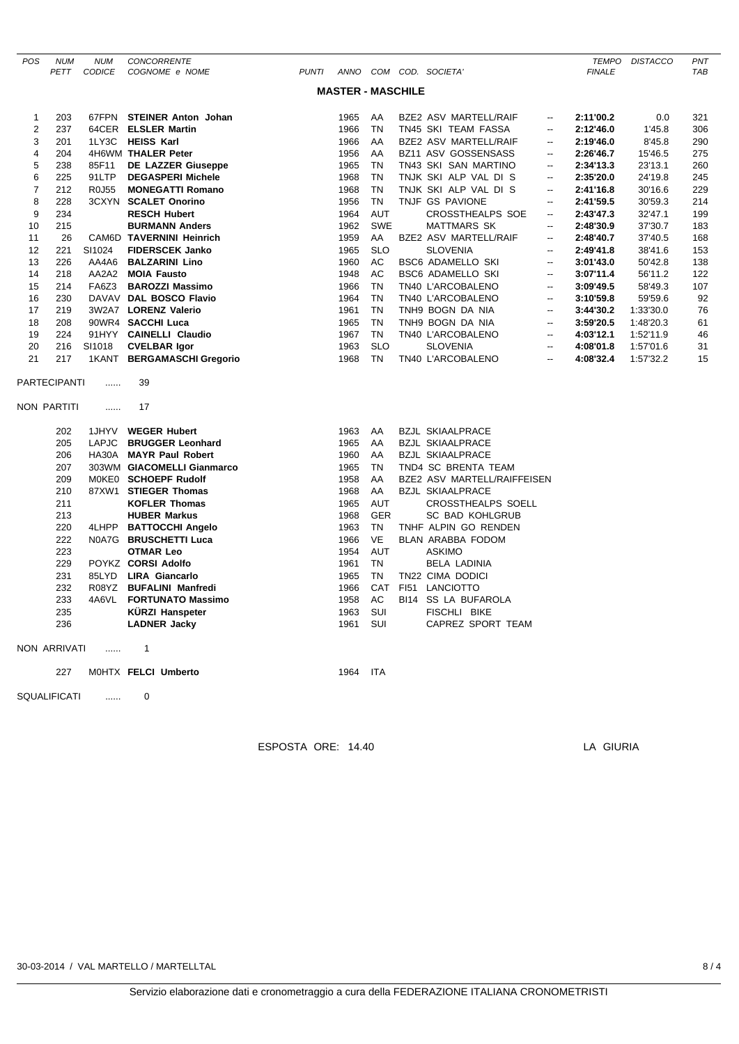| POS | NUM PETT | NUM CODICE | CONCORRENTE COGNOME e NOME | PUNTI | ANNO | COM | COD. SOCIETA' | | TEMPO FINALE | DISTACCO | PNT TAB |
|---|---|---|---|---|---|---|---|---|---|---|---|

## MASTER - MASCHILE

| POS | NUM PETT | NUM CODICE | CONCORRENTE COGNOME e NOME | PUNTI | ANNO | COM | COD. SOCIETA' | | TEMPO FINALE | DISTACCO | PNT TAB |
|---|---|---|---|---|---|---|---|---|---|---|---|
| 1 | 203 | 67FPN | **STEINER Anton Johan** | | 1965 | AA | BZE2 ASV MARTELL/RAIF | -- | **2:11'00.2** | 0.0 | 321 |
| 2 | 237 | 64CER | **ELSLER Martin** | | 1966 | TN | TN45 SKI TEAM FASSA | -- | **2:12'46.0** | 1'45.8 | 306 |
| 3 | 201 | 1LY3C | **HEISS Karl** | | 1966 | AA | BZE2 ASV MARTELL/RAIF | -- | **2:19'46.0** | 8'45.8 | 290 |
| 4 | 204 | 4H6WM | **THALER Peter** | | 1956 | AA | BZ11 ASV GOSSENSASS | -- | **2:26'46.7** | 15'46.5 | 275 |
| 5 | 238 | 85F11 | **DE LAZZER Giuseppe** | | 1965 | TN | TN43 SKI SAN MARTINO | -- | **2:34'13.3** | 23'13.1 | 260 |
| 6 | 225 | 91LTP | **DEGASPERI Michele** | | 1968 | TN | TNJK SKI ALP VAL DI S | -- | **2:35'20.0** | 24'19.8 | 245 |
| 7 | 212 | R0J55 | **MONEGATTI Romano** | | 1968 | TN | TNJK SKI ALP VAL DI S | -- | **2:41'16.8** | 30'16.6 | 229 |
| 8 | 228 | 3CXYN | **SCALET Onorino** | | 1956 | TN | TNJF GS PAVIONE | -- | **2:41'59.5** | 30'59.3 | 214 |
| 9 | 234 | | **RESCH Hubert** | | 1964 | AUT | CROSSTHEALPS SOE | -- | **2:43'47.3** | 32'47.1 | 199 |
| 10 | 215 | | **BURMANN Anders** | | 1962 | SWE | MATTMARS SK | -- | **2:48'30.9** | 37'30.7 | 183 |
| 11 | 26 | CAM6D | **TAVERNINI Heinrich** | | 1959 | AA | BZE2 ASV MARTELL/RAIF | -- | **2:48'40.7** | 37'40.5 | 168 |
| 12 | 221 | SI1024 | **FIDERSCEK Janko** | | 1965 | SLO | SLOVENIA | -- | **2:49'41.8** | 38'41.6 | 153 |
| 13 | 226 | AA4A6 | **BALZARINI Lino** | | 1960 | AC | BSC6 ADAMELLO SKI | -- | **3:01'43.0** | 50'42.8 | 138 |
| 14 | 218 | AA2A2 | **MOIA Fausto** | | 1948 | AC | BSC6 ADAMELLO SKI | -- | **3:07'11.4** | 56'11.2 | 122 |
| 15 | 214 | FA6Z3 | **BAROZZI Massimo** | | 1966 | TN | TN40 L'ARCOBALENO | -- | **3:09'49.5** | 58'49.3 | 107 |
| 16 | 230 | DAVAV | **DAL BOSCO Flavio** | | 1964 | TN | TN40 L'ARCOBALENO | -- | **3:10'59.8** | 59'59.6 | 92 |
| 17 | 219 | 3W2A7 | **LORENZ Valerio** | | 1961 | TN | TNH9 BOGN DA NIA | -- | **3:44'30.2** | 1:33'30.0 | 76 |
| 18 | 208 | 90WR4 | **SACCHI Luca** | | 1965 | TN | TNH9 BOGN DA NIA | -- | **3:59'20.5** | 1:48'20.3 | 61 |
| 19 | 224 | 91HYY | **CAINELLI Claudio** | | 1967 | TN | TN40 L'ARCOBALENO | -- | **4:03'12.1** | 1:52'11.9 | 46 |
| 20 | 216 | SI1018 | **CVELBAR Igor** | | 1963 | SLO | SLOVENIA | -- | **4:08'01.8** | 1:57'01.6 | 31 |
| 21 | 217 | 1KANT | **BERGAMASCHI Gregorio** | | 1968 | TN | TN40 L'ARCOBALENO | -- | **4:08'32.4** | 1:57'32.2 | 15 |

PARTECIPANTI ...... 39

NON PARTITI ...... 17

| NUM PETT | NUM CODICE | COGNOME e NOME | ANNO | COM | COD. SOCIETA' |
|---|---|---|---|---|---|
| 202 | 1JHYV | **WEGER Hubert** | 1963 | AA | BZJL SKIAALPRACE |
| 205 | LAPJC | **BRUGGER Leonhard** | 1965 | AA | BZJL SKIAALPRACE |
| 206 | HA30A | **MAYR Paul Robert** | 1960 | AA | BZJL SKIAALPRACE |
| 207 | 303WM | **GIACOMELLI Gianmarco** | 1965 | TN | TND4 SC BRENTA TEAM |
| 209 | M0KE0 | **SCHOEPF Rudolf** | 1958 | AA | BZE2 ASV MARTELL/RAIFFEISEN |
| 210 | 87XW1 | **STIEGER Thomas** | 1968 | AA | BZJL SKIAALPRACE |
| 211 | | **KOFLER Thomas** | 1965 | AUT | CROSSTHEALPS SOELL |
| 213 | | **HUBER Markus** | 1968 | GER | SC BAD KOHLGRUB |
| 220 | 4LHPP | **BATTOCCHI Angelo** | 1963 | TN | TNHF ALPIN GO RENDEN |
| 222 | N0A7G | **BRUSCHETTI Luca** | 1966 | VE | BLAN ARABBA FODOM |
| 223 | | **OTMAR Leo** | 1954 | AUT | ASKIMO |
| 229 | POYKZ | **CORSI Adolfo** | 1961 | TN | BELA LADINIA |
| 231 | 85LYD | **LIRA Giancarlo** | 1965 | TN | TN22 CIMA DODICI |
| 232 | R08YZ | **BUFALINI Manfredi** | 1966 | CAT | FI51 LANCIOTTO |
| 233 | 4A6VL | **FORTUNATO Massimo** | 1958 | AC | BI14 SS LA BUFAROLA |
| 235 | | **KÜRZI Hanspeter** | 1963 | SUI | FISCHLI BIKE |
| 236 | | **LADNER Jacky** | 1961 | SUI | CAPREZ SPORT TEAM |

NON ARRIVATI ...... 1

| NUM PETT | NUM CODICE | COGNOME e NOME | ANNO | COM |
|---|---|---|---|---|
| 227 | M0HTX | **FELCI Umberto** | 1964 | ITA |

SQUALIFICATI ...... 0

ESPOSTA ORE: 14.40

LA GIURIA

30-03-2014 / VAL MARTELLO / MARTELLTAL

Servizio elaborazione dati e cronometraggio a cura della FEDERAZIONE ITALIANA CRONOMETRISTI